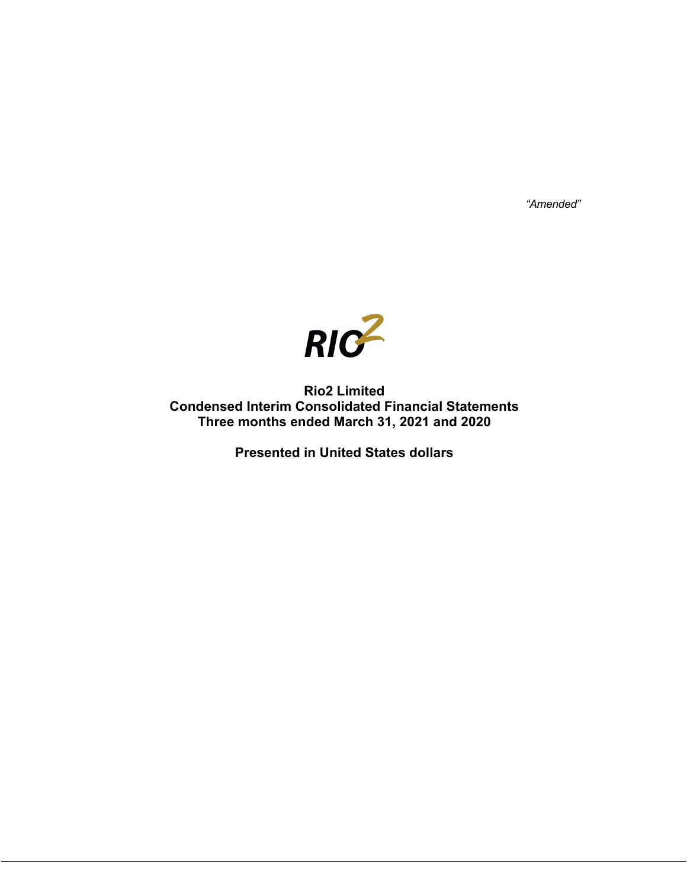*"Amended"*

RIO2

# Rio2 Limited
## Condensed Interim Consolidated Financial Statements
## Three months ended March 31, 2021 and 2020

**Presented in United States dollars**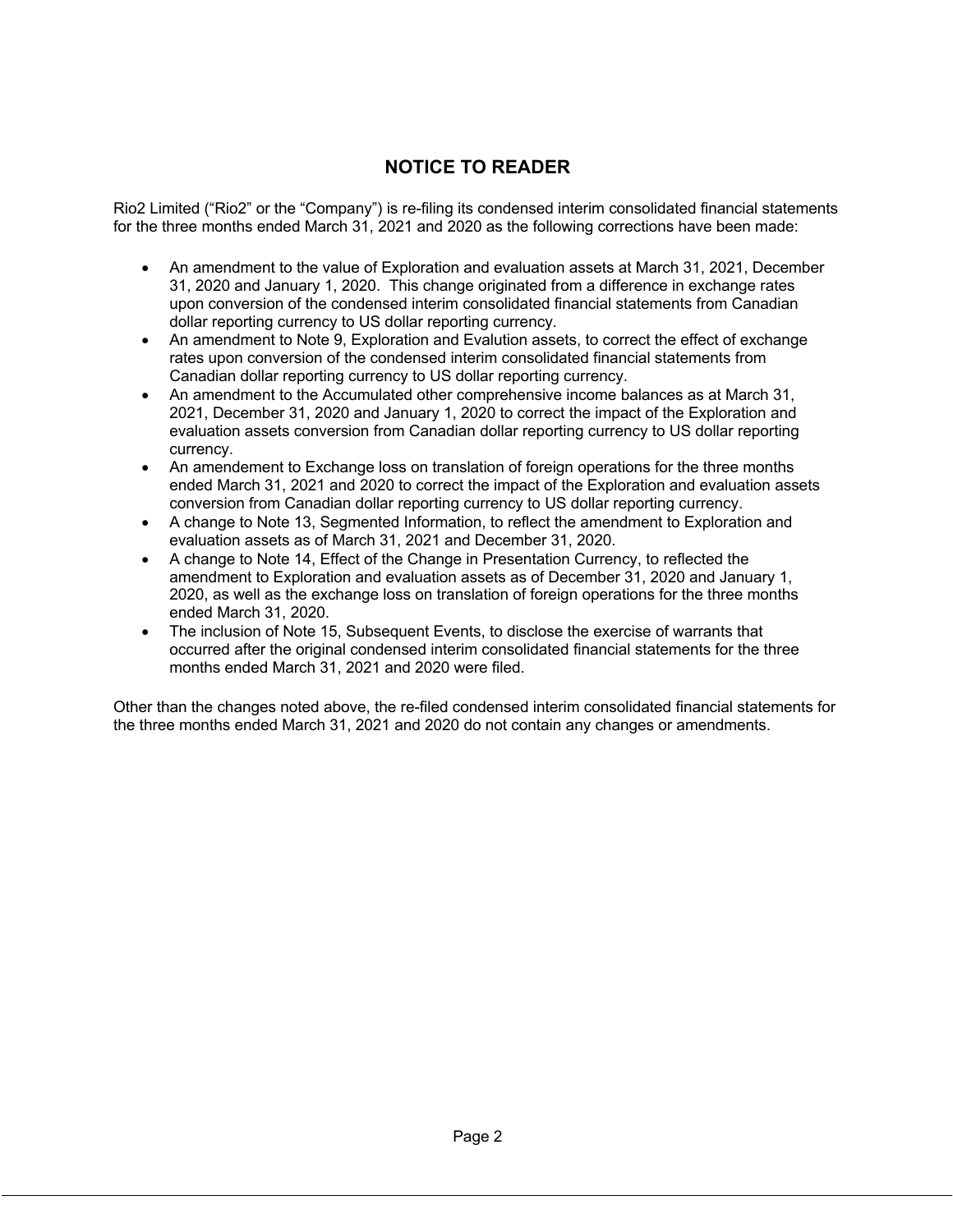## NOTICE TO READER

Rio2 Limited ("Rio2" or the "Company") is re-filing its condensed interim consolidated financial statements for the three months ended March 31, 2021 and 2020 as the following corrections have been made:

- An amendment to the value of Exploration and evaluation assets at March 31, 2021, December 31, 2020 and January 1, 2020. This change originated from a difference in exchange rates upon conversion of the condensed interim consolidated financial statements from Canadian dollar reporting currency to US dollar reporting currency.
- An amendment to Note 9, Exploration and Evalution assets, to correct the effect of exchange rates upon conversion of the condensed interim consolidated financial statements from Canadian dollar reporting currency to US dollar reporting currency.
- An amendment to the Accumulated other comprehensive income balances as at March 31, 2021, December 31, 2020 and January 1, 2020 to correct the impact of the Exploration and evaluation assets conversion from Canadian dollar reporting currency to US dollar reporting currency.
- An amendement to Exchange loss on translation of foreign operations for the three months ended March 31, 2021 and 2020 to correct the impact of the Exploration and evaluation assets conversion from Canadian dollar reporting currency to US dollar reporting currency.
- A change to Note 13, Segmented Information, to reflect the amendment to Exploration and evaluation assets as of March 31, 2021 and December 31, 2020.
- A change to Note 14, Effect of the Change in Presentation Currency, to reflected the amendment to Exploration and evaluation assets as of December 31, 2020 and January 1, 2020, as well as the exchange loss on translation of foreign operations for the three months ended March 31, 2020.
- The inclusion of Note 15, Subsequent Events, to disclose the exercise of warrants that occurred after the original condensed interim consolidated financial statements for the three months ended March 31, 2021 and 2020 were filed.

Other than the changes noted above, the re-filed condensed interim consolidated financial statements for the three months ended March 31, 2021 and 2020 do not contain any changes or amendments.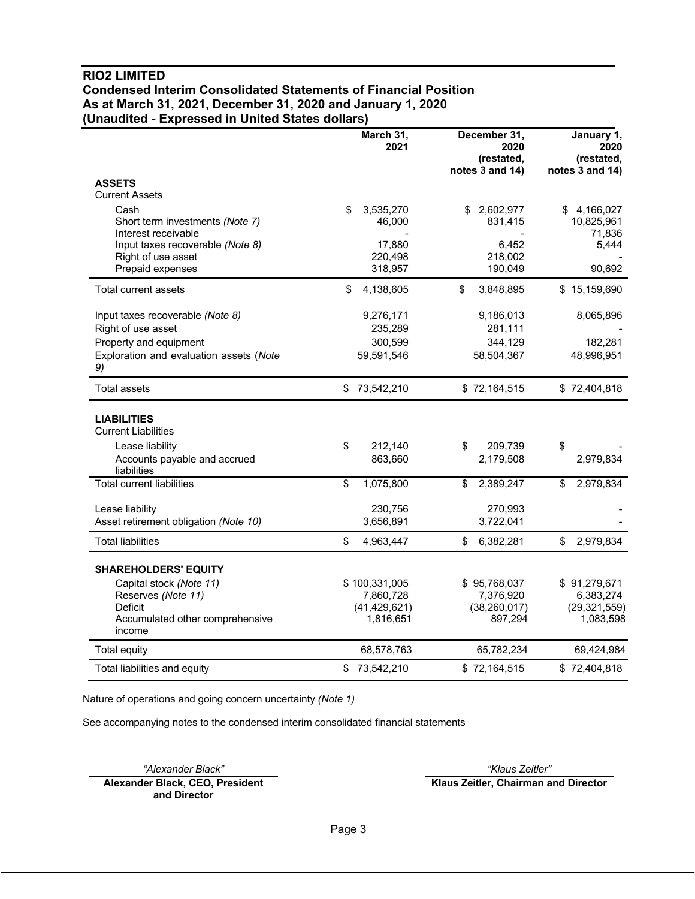# RIO2 LIMITED

## Condensed Interim Consolidated Statements of Financial Position

## As at March 31, 2021, December 31, 2020 and January 1, 2020

## (Unaudited - Expressed in United States dollars)

| | March 31, 2021 | December 31, 2020 (restated, notes 3 and 14) | January 1, 2020 (restated, notes 3 and 14) |
|---|---|---|---|
| **ASSETS** | | | |
| Current Assets | | | |
| Cash | $ 3,535,270 | $ 2,602,977 | $ 4,166,027 |
| Short term investments *(Note 7)* | 46,000 | 831,415 | 10,825,961 |
| Interest receivable | - | - | 71,836 |
| Input taxes recoverable *(Note 8)* | 17,880 | 6,452 | 5,444 |
| Right of use asset | 220,498 | 218,002 | - |
| Prepaid expenses | 318,957 | 190,049 | 90,692 |
| Total current assets | $ 4,138,605 | $ 3,848,895 | $ 15,159,690 |
| Input taxes recoverable *(Note 8)* | 9,276,171 | 9,186,013 | 8,065,896 |
| Right of use asset | 235,289 | 281,111 | - |
| Property and equipment | 300,599 | 344,129 | 182,281 |
| Exploration and evaluation assets *(Note 9)* | 59,591,546 | 58,504,367 | 48,996,951 |
| Total assets | $ 73,542,210 | $ 72,164,515 | $ 72,404,818 |
| **LIABILITIES** | | | |
| Current Liabilities | | | |
| Lease liability | $ 212,140 | $ 209,739 | $ - |
| Accounts payable and accrued liabilities | 863,660 | 2,179,508 | 2,979,834 |
| Total current liabilities | $ 1,075,800 | $ 2,389,247 | $ 2,979,834 |
| Lease liability | 230,756 | 270,993 | - |
| Asset retirement obligation *(Note 10)* | 3,656,891 | 3,722,041 | - |
| Total liabilities | $ 4,963,447 | $ 6,382,281 | $ 2,979,834 |
| **SHAREHOLDERS' EQUITY** | | | |
| Capital stock *(Note 11)* | $ 100,331,005 | $ 95,768,037 | $ 91,279,671 |
| Reserves *(Note 11)* | 7,860,728 | 7,376,920 | 6,383,274 |
| Deficit | (41,429,621) | (38,260,017) | (29,321,559) |
| Accumulated other comprehensive income | 1,816,651 | 897,294 | 1,083,598 |
| Total equity | 68,578,763 | 65,782,234 | 69,424,984 |
| Total liabilities and equity | $ 73,542,210 | $ 72,164,515 | $ 72,404,818 |

Nature of operations and going concern uncertainty *(Note 1)*

See accompanying notes to the condensed interim consolidated financial statements

*"Alexander Black"*
**Alexander Black, CEO, President and Director**

*"Klaus Zeitler"*
**Klaus Zeitler, Chairman and Director**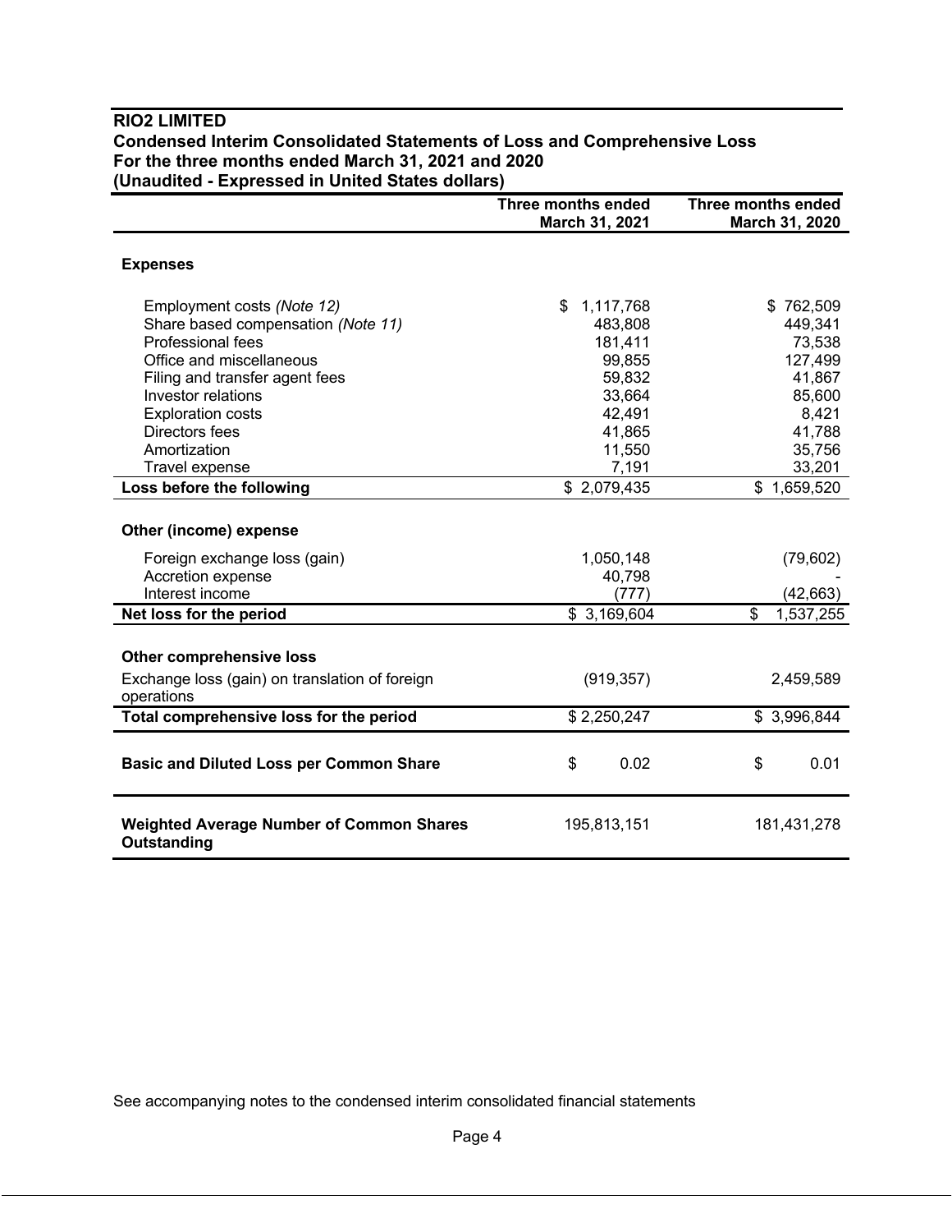# RIO2 LIMITED

**Condensed Interim Consolidated Statements of Loss and Comprehensive Loss**
**For the three months ended March 31, 2021 and 2020**
**(Unaudited - Expressed in United States dollars)**

| | Three months ended March 31, 2021 | Three months ended March 31, 2020 |
|---|---|---|
| **Expenses** | | |
| Employment costs *(Note 12)* | $ 1,117,768 | $ 762,509 |
| Share based compensation *(Note 11)* | 483,808 | 449,341 |
| Professional fees | 181,411 | 73,538 |
| Office and miscellaneous | 99,855 | 127,499 |
| Filing and transfer agent fees | 59,832 | 41,867 |
| Investor relations | 33,664 | 85,600 |
| Exploration costs | 42,491 | 8,421 |
| Directors fees | 41,865 | 41,788 |
| Amortization | 11,550 | 35,756 |
| Travel expense | 7,191 | 33,201 |
| **Loss before the following** | $ 2,079,435 | $ 1,659,520 |
| **Other (income) expense** | | |
| Foreign exchange loss (gain) | 1,050,148 | (79,602) |
| Accretion expense | 40,798 | - |
| Interest income | (777) | (42,663) |
| **Net loss for the period** | $ 3,169,604 | $ 1,537,255 |
| **Other comprehensive loss** | | |
| Exchange loss (gain) on translation of foreign operations | (919,357) | 2,459,589 |
| **Total comprehensive loss for the period** | $ 2,250,247 | $ 3,996,844 |
| **Basic and Diluted Loss per Common Share** | $ 0.02 | $ 0.01 |
| **Weighted Average Number of Common Shares Outstanding** | 195,813,151 | 181,431,278 |

See accompanying notes to the condensed interim consolidated financial statements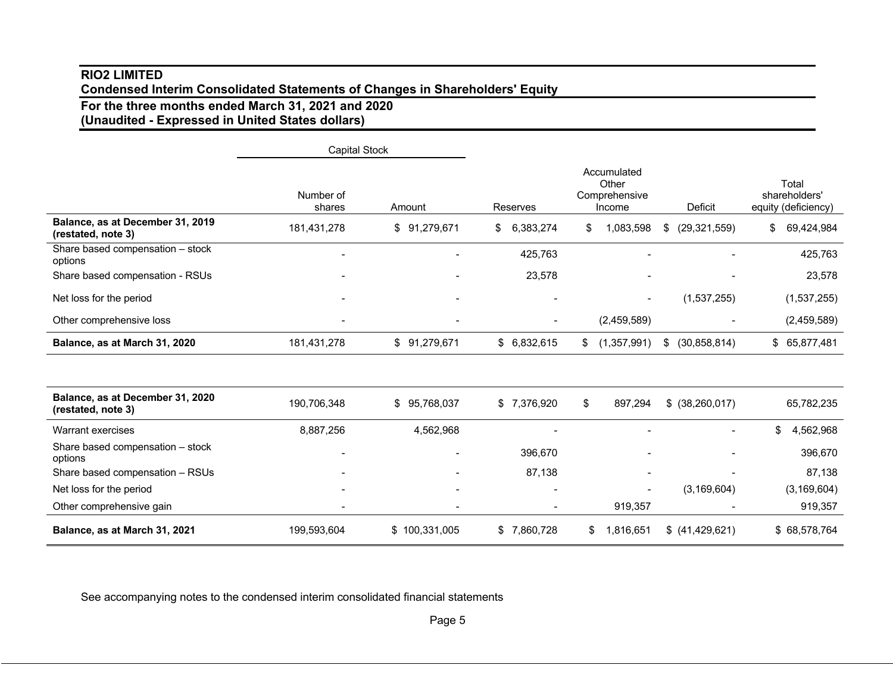**RIO2 LIMITED**
**Condensed Interim Consolidated Statements of Changes in Shareholders' Equity**
**For the three months ended March 31, 2021 and 2020**
**(Unaudited - Expressed in United States dollars)**

| | Capital Stock | | | | | |
|---|---|---|---|---|---|---|
| | Number of shares | Amount | Reserves | Accumulated Other Comprehensive Income | Deficit | Total shareholders' equity (deficiency) |
| **Balance, as at December 31, 2019 (restated, note 3)** | 181,431,278 | $ 91,279,671 | $ 6,383,274 | $ 1,083,598 | $ (29,321,559) | $ 69,424,984 |
| Share based compensation – stock options | - | - | 425,763 | - | - | 425,763 |
| Share based compensation - RSUs | - | - | 23,578 | - | - | 23,578 |
| Net loss for the period | - | - | - | - | (1,537,255) | (1,537,255) |
| Other comprehensive loss | - | - | - | (2,459,589) | - | (2,459,589) |
| **Balance, as at March 31, 2020** | 181,431,278 | $ 91,279,671 | $ 6,832,615 | $ (1,357,991) | $ (30,858,814) | $ 65,877,481 |
| | | | | | | |
| **Balance, as at December 31, 2020 (restated, note 3)** | 190,706,348 | $ 95,768,037 | $ 7,376,920 | $ 897,294 | $ (38,260,017) | 65,782,235 |
| Warrant exercises | 8,887,256 | 4,562,968 | - | - | - | $ 4,562,968 |
| Share based compensation – stock options | - | - | 396,670 | - | - | 396,670 |
| Share based compensation – RSUs | - | - | 87,138 | - | - | 87,138 |
| Net loss for the period | - | - | - | - | (3,169,604) | (3,169,604) |
| Other comprehensive gain | - | - | - | 919,357 | - | 919,357 |
| **Balance, as at March 31, 2021** | 199,593,604 | $ 100,331,005 | $ 7,860,728 | $ 1,816,651 | $ (41,429,621) | $ 68,578,764 |

See accompanying notes to the condensed interim consolidated financial statements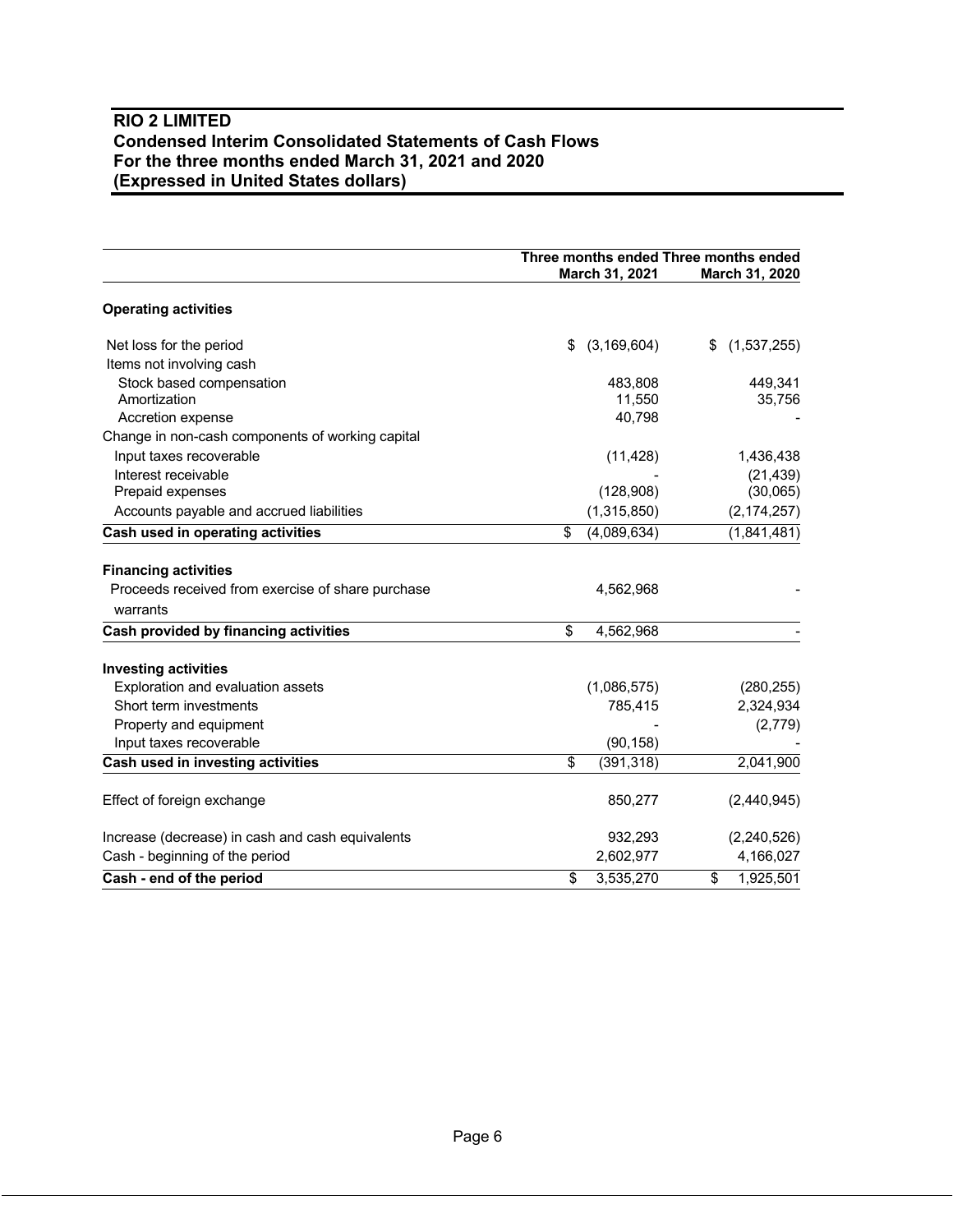# RIO 2 LIMITED
## Condensed Interim Consolidated Statements of Cash Flows
## For the three months ended March 31, 2021 and 2020
## (Expressed in United States dollars)

| | Three months ended March 31, 2021 | Three months ended March 31, 2020 |
|---|---|---|
| **Operating activities** | | |
| Net loss for the period | $ (3,169,604) | $ (1,537,255) |
| Items not involving cash | | |
| Stock based compensation | 483,808 | 449,341 |
| Amortization | 11,550 | 35,756 |
| Accretion expense | 40,798 | - |
| Change in non-cash components of working capital | | |
| Input taxes recoverable | (11,428) | 1,436,438 |
| Interest receivable | - | (21,439) |
| Prepaid expenses | (128,908) | (30,065) |
| Accounts payable and accrued liabilities | (1,315,850) | (2,174,257) |
| **Cash used in operating activities** | $ (4,089,634) | (1,841,481) |
| **Financing activities** | | |
| Proceeds received from exercise of share purchase warrants | 4,562,968 | - |
| **Cash provided by financing activities** | $ 4,562,968 | - |
| **Investing activities** | | |
| Exploration and evaluation assets | (1,086,575) | (280,255) |
| Short term investments | 785,415 | 2,324,934 |
| Property and equipment | - | (2,779) |
| Input taxes recoverable | (90,158) | - |
| **Cash used in investing activities** | $ (391,318) | 2,041,900 |
| Effect of foreign exchange | 850,277 | (2,440,945) |
| Increase (decrease) in cash and cash equivalents | 932,293 | (2,240,526) |
| Cash - beginning of the period | 2,602,977 | 4,166,027 |
| **Cash - end of the period** | $ 3,535,270 | $ 1,925,501 |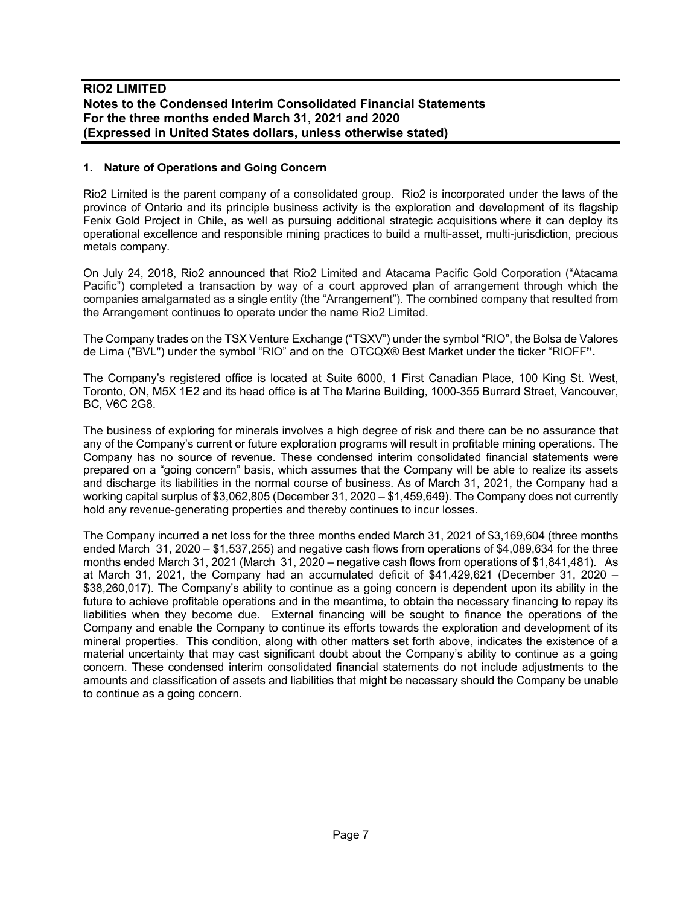## 1. Nature of Operations and Going Concern

Rio2 Limited is the parent company of a consolidated group. Rio2 is incorporated under the laws of the province of Ontario and its principle business activity is the exploration and development of its flagship Fenix Gold Project in Chile, as well as pursuing additional strategic acquisitions where it can deploy its operational excellence and responsible mining practices to build a multi-asset, multi-jurisdiction, precious metals company.

On July 24, 2018, Rio2 announced that Rio2 Limited and Atacama Pacific Gold Corporation ("Atacama Pacific") completed a transaction by way of a court approved plan of arrangement through which the companies amalgamated as a single entity (the "Arrangement"). The combined company that resulted from the Arrangement continues to operate under the name Rio2 Limited.

The Company trades on the TSX Venture Exchange ("TSXV") under the symbol "RIO", the Bolsa de Valores de Lima ("BVL") under the symbol "RIO" and on the OTCQX® Best Market under the ticker "RIOFF**".**

The Company's registered office is located at Suite 6000, 1 First Canadian Place, 100 King St. West, Toronto, ON, M5X 1E2 and its head office is at The Marine Building, 1000-355 Burrard Street, Vancouver, BC, V6C 2G8.

The business of exploring for minerals involves a high degree of risk and there can be no assurance that any of the Company's current or future exploration programs will result in profitable mining operations. The Company has no source of revenue. These condensed interim consolidated financial statements were prepared on a "going concern" basis, which assumes that the Company will be able to realize its assets and discharge its liabilities in the normal course of business. As of March 31, 2021, the Company had a working capital surplus of $3,062,805 (December 31, 2020 – $1,459,649). The Company does not currently hold any revenue-generating properties and thereby continues to incur losses.

The Company incurred a net loss for the three months ended March 31, 2021 of $3,169,604 (three months ended March 31, 2020 – $1,537,255) and negative cash flows from operations of $4,089,634 for the three months ended March 31, 2021 (March 31, 2020 – negative cash flows from operations of $1,841,481). As at March 31, 2021, the Company had an accumulated deficit of $41,429,621 (December 31, 2020 – $38,260,017). The Company's ability to continue as a going concern is dependent upon its ability in the future to achieve profitable operations and in the meantime, to obtain the necessary financing to repay its liabilities when they become due. External financing will be sought to finance the operations of the Company and enable the Company to continue its efforts towards the exploration and development of its mineral properties. This condition, along with other matters set forth above, indicates the existence of a material uncertainty that may cast significant doubt about the Company's ability to continue as a going concern. These condensed interim consolidated financial statements do not include adjustments to the amounts and classification of assets and liabilities that might be necessary should the Company be unable to continue as a going concern.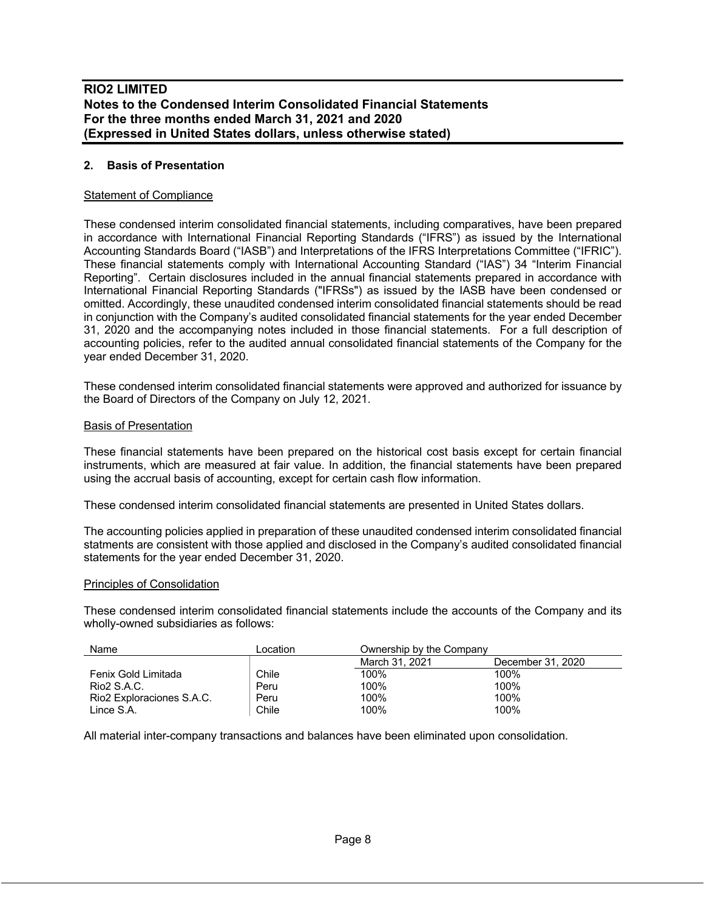## 2. Basis of Presentation

### Statement of Compliance

These condensed interim consolidated financial statements, including comparatives, have been prepared in accordance with International Financial Reporting Standards ("IFRS") as issued by the International Accounting Standards Board ("IASB") and Interpretations of the IFRS Interpretations Committee ("IFRIC"). These financial statements comply with International Accounting Standard ("IAS") 34 "Interim Financial Reporting". Certain disclosures included in the annual financial statements prepared in accordance with International Financial Reporting Standards ("IFRSs") as issued by the IASB have been condensed or omitted. Accordingly, these unaudited condensed interim consolidated financial statements should be read in conjunction with the Company's audited consolidated financial statements for the year ended December 31, 2020 and the accompanying notes included in those financial statements. For a full description of accounting policies, refer to the audited annual consolidated financial statements of the Company for the year ended December 31, 2020.

These condensed interim consolidated financial statements were approved and authorized for issuance by the Board of Directors of the Company on July 12, 2021.

### Basis of Presentation

These financial statements have been prepared on the historical cost basis except for certain financial instruments, which are measured at fair value. In addition, the financial statements have been prepared using the accrual basis of accounting, except for certain cash flow information.

These condensed interim consolidated financial statements are presented in United States dollars.

The accounting policies applied in preparation of these unaudited condensed interim consolidated financial statments are consistent with those applied and disclosed in the Company's audited consolidated financial statements for the year ended December 31, 2020.

### Principles of Consolidation

These condensed interim consolidated financial statements include the accounts of the Company and its wholly-owned subsidiaries as follows:

| Name | Location | Ownership by the Company | |
|---|---|---|---|
| | | March 31, 2021 | December 31, 2020 |
| Fenix Gold Limitada | Chile | 100% | 100% |
| Rio2 S.A.C. | Peru | 100% | 100% |
| Rio2 Exploraciones S.A.C. | Peru | 100% | 100% |
| Lince S.A. | Chile | 100% | 100% |

All material inter-company transactions and balances have been eliminated upon consolidation.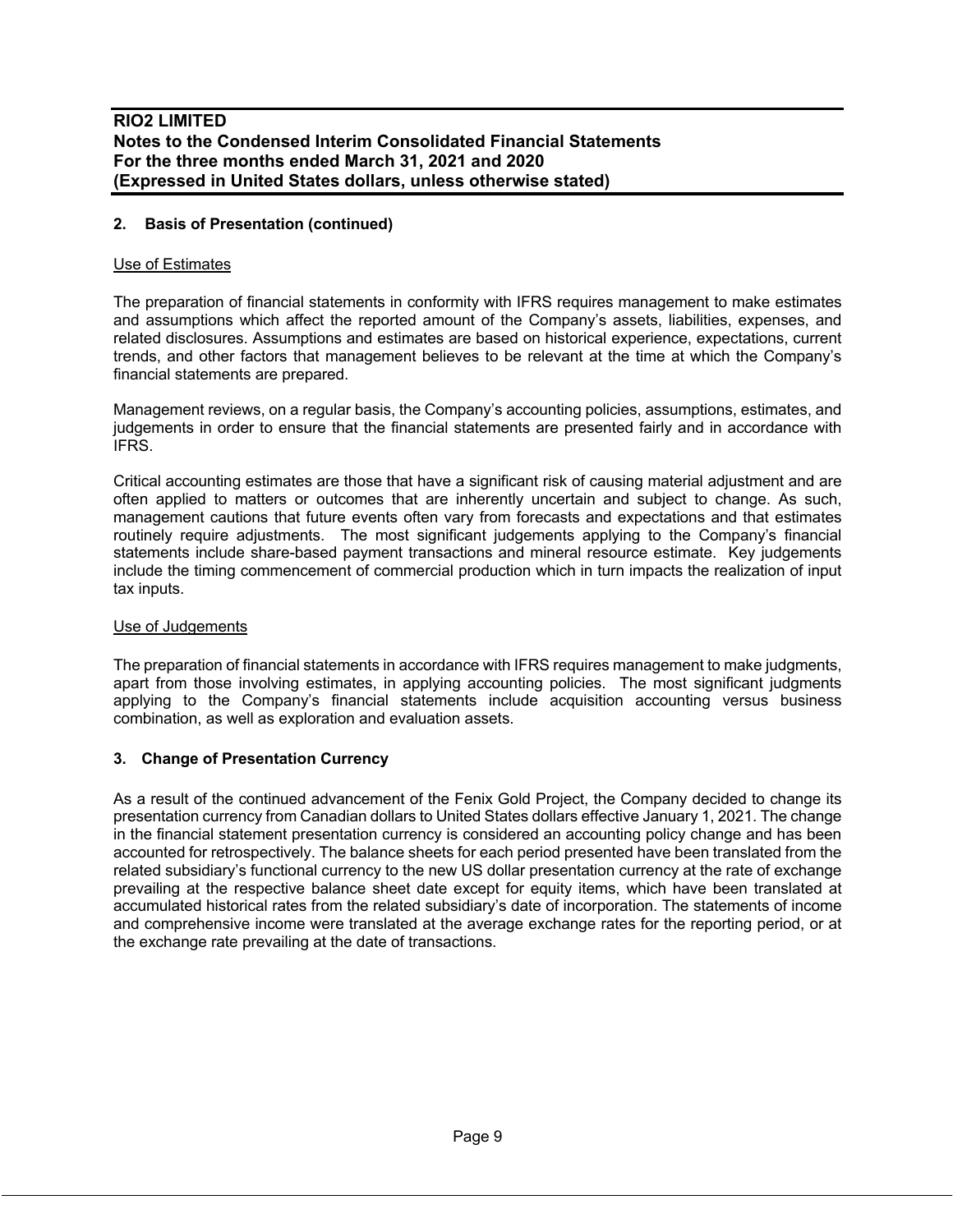## 2. Basis of Presentation (continued)

Use of Estimates

The preparation of financial statements in conformity with IFRS requires management to make estimates and assumptions which affect the reported amount of the Company's assets, liabilities, expenses, and related disclosures. Assumptions and estimates are based on historical experience, expectations, current trends, and other factors that management believes to be relevant at the time at which the Company's financial statements are prepared.

Management reviews, on a regular basis, the Company's accounting policies, assumptions, estimates, and judgements in order to ensure that the financial statements are presented fairly and in accordance with IFRS.

Critical accounting estimates are those that have a significant risk of causing material adjustment and are often applied to matters or outcomes that are inherently uncertain and subject to change. As such, management cautions that future events often vary from forecasts and expectations and that estimates routinely require adjustments. The most significant judgements applying to the Company's financial statements include share-based payment transactions and mineral resource estimate. Key judgements include the timing commencement of commercial production which in turn impacts the realization of input tax inputs.

Use of Judgements

The preparation of financial statements in accordance with IFRS requires management to make judgments, apart from those involving estimates, in applying accounting policies. The most significant judgments applying to the Company's financial statements include acquisition accounting versus business combination, as well as exploration and evaluation assets.

## 3. Change of Presentation Currency

As a result of the continued advancement of the Fenix Gold Project, the Company decided to change its presentation currency from Canadian dollars to United States dollars effective January 1, 2021. The change in the financial statement presentation currency is considered an accounting policy change and has been accounted for retrospectively. The balance sheets for each period presented have been translated from the related subsidiary's functional currency to the new US dollar presentation currency at the rate of exchange prevailing at the respective balance sheet date except for equity items, which have been translated at accumulated historical rates from the related subsidiary's date of incorporation. The statements of income and comprehensive income were translated at the average exchange rates for the reporting period, or at the exchange rate prevailing at the date of transactions.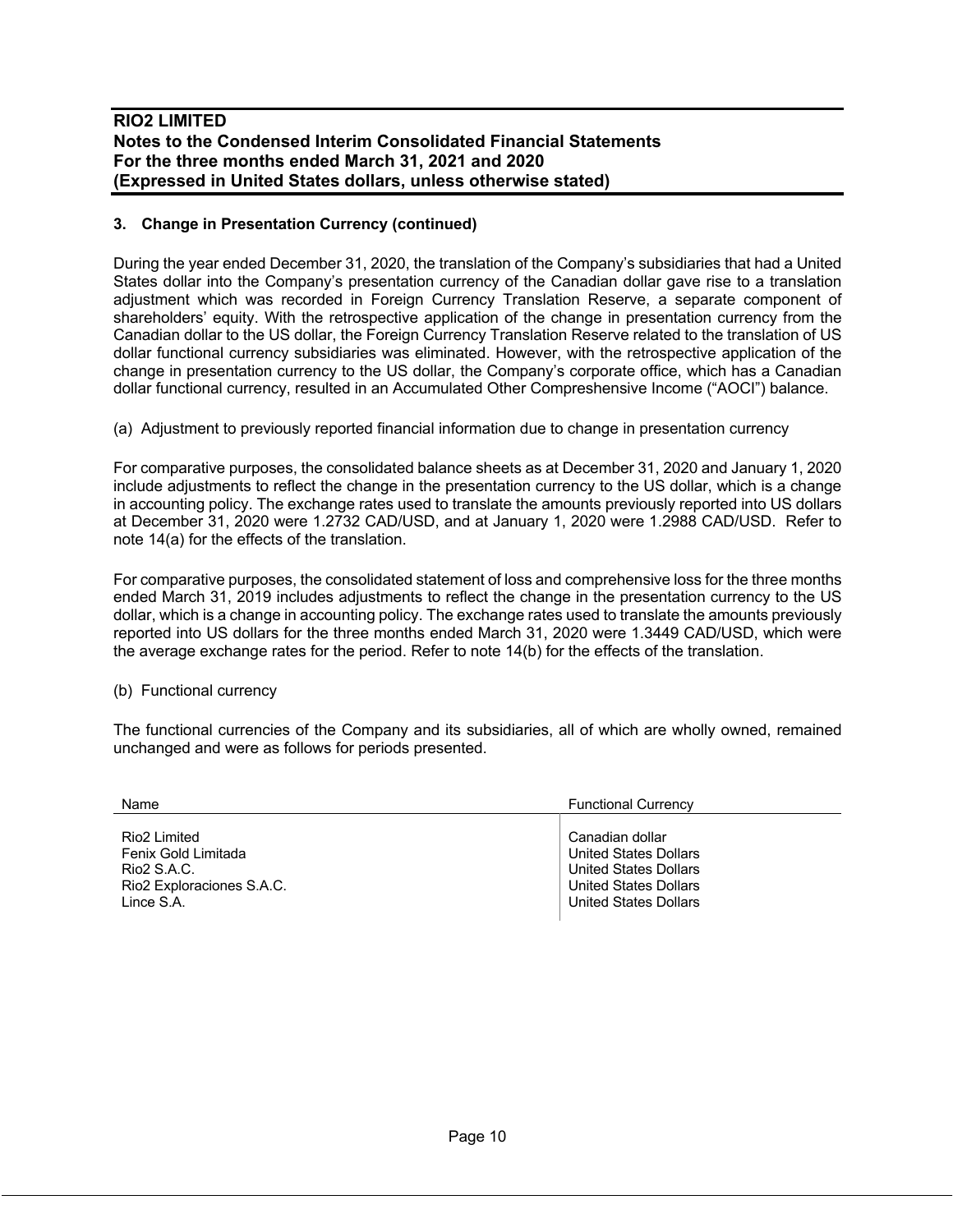### 3. Change in Presentation Currency (continued)

During the year ended December 31, 2020, the translation of the Company's subsidiaries that had a United States dollar into the Company's presentation currency of the Canadian dollar gave rise to a translation adjustment which was recorded in Foreign Currency Translation Reserve, a separate component of shareholders' equity. With the retrospective application of the change in presentation currency from the Canadian dollar to the US dollar, the Foreign Currency Translation Reserve related to the translation of US dollar functional currency subsidiaries was eliminated. However, with the retrospective application of the change in presentation currency to the US dollar, the Company's corporate office, which has a Canadian dollar functional currency, resulted in an Accumulated Other Comprehensive Income ("AOCI") balance.

(a) Adjustment to previously reported financial information due to change in presentation currency

For comparative purposes, the consolidated balance sheets as at December 31, 2020 and January 1, 2020 include adjustments to reflect the change in the presentation currency to the US dollar, which is a change in accounting policy. The exchange rates used to translate the amounts previously reported into US dollars at December 31, 2020 were 1.2732 CAD/USD, and at January 1, 2020 were 1.2988 CAD/USD. Refer to note 14(a) for the effects of the translation.

For comparative purposes, the consolidated statement of loss and comprehensive loss for the three months ended March 31, 2019 includes adjustments to reflect the change in the presentation currency to the US dollar, which is a change in accounting policy. The exchange rates used to translate the amounts previously reported into US dollars for the three months ended March 31, 2020 were 1.3449 CAD/USD, which were the average exchange rates for the period. Refer to note 14(b) for the effects of the translation.

(b) Functional currency

The functional currencies of the Company and its subsidiaries, all of which are wholly owned, remained unchanged and were as follows for periods presented.

| Name | Functional Currency |
|---|---|
| Rio2 Limited | Canadian dollar |
| Fenix Gold Limitada | United States Dollars |
| Rio2 S.A.C. | United States Dollars |
| Rio2 Exploraciones S.A.C. | United States Dollars |
| Lince S.A. | United States Dollars |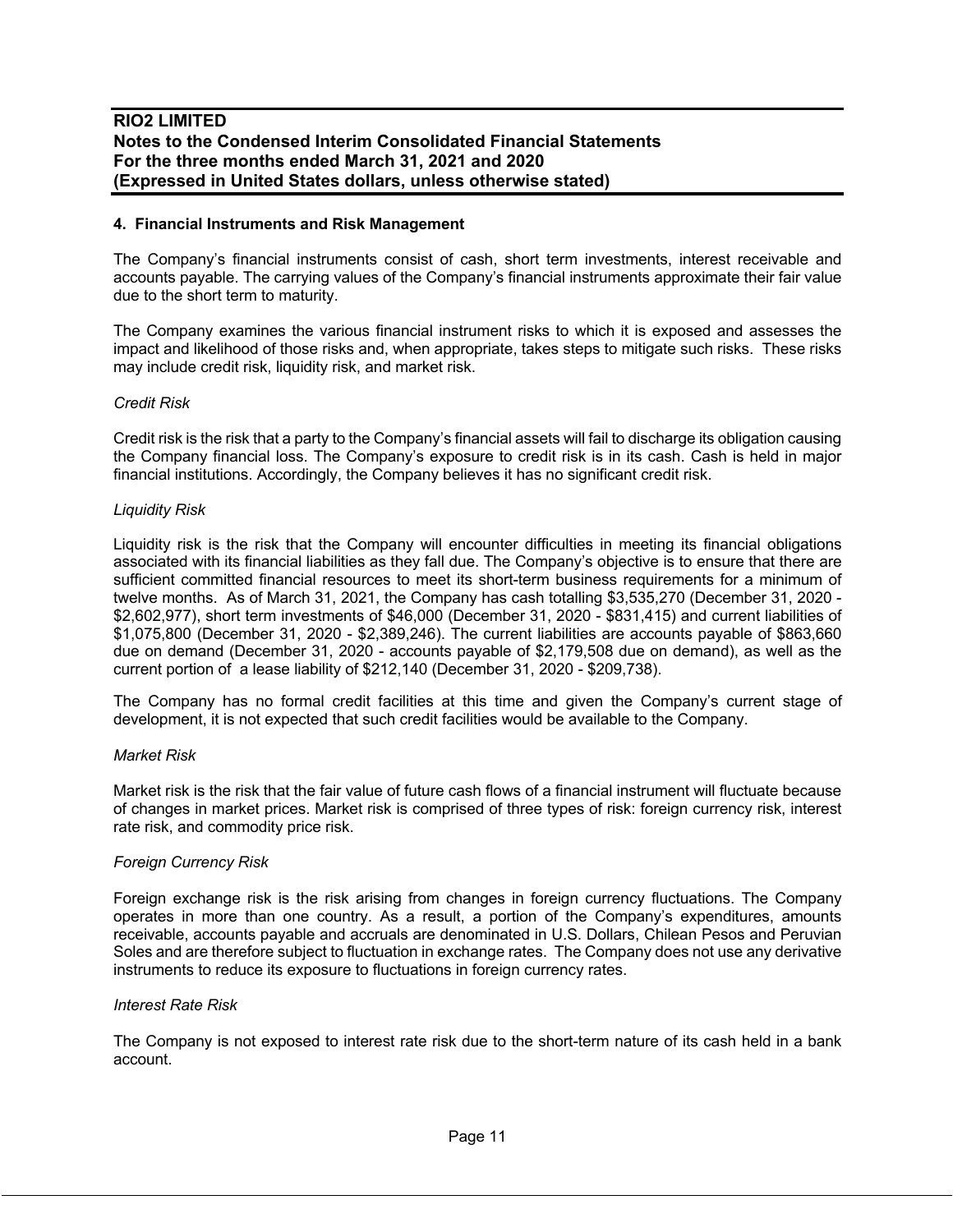## 4. Financial Instruments and Risk Management

The Company's financial instruments consist of cash, short term investments, interest receivable and accounts payable. The carrying values of the Company's financial instruments approximate their fair value due to the short term to maturity.

The Company examines the various financial instrument risks to which it is exposed and assesses the impact and likelihood of those risks and, when appropriate, takes steps to mitigate such risks. These risks may include credit risk, liquidity risk, and market risk.

*Credit Risk*

Credit risk is the risk that a party to the Company's financial assets will fail to discharge its obligation causing the Company financial loss. The Company's exposure to credit risk is in its cash. Cash is held in major financial institutions. Accordingly, the Company believes it has no significant credit risk.

*Liquidity Risk*

Liquidity risk is the risk that the Company will encounter difficulties in meeting its financial obligations associated with its financial liabilities as they fall due. The Company's objective is to ensure that there are sufficient committed financial resources to meet its short-term business requirements for a minimum of twelve months. As of March 31, 2021, the Company has cash totalling $3,535,270 (December 31, 2020 - $2,602,977), short term investments of $46,000 (December 31, 2020 - $831,415) and current liabilities of $1,075,800 (December 31, 2020 - $2,389,246). The current liabilities are accounts payable of $863,660 due on demand (December 31, 2020 - accounts payable of $2,179,508 due on demand), as well as the current portion of a lease liability of $212,140 (December 31, 2020 - $209,738).

The Company has no formal credit facilities at this time and given the Company's current stage of development, it is not expected that such credit facilities would be available to the Company.

*Market Risk*

Market risk is the risk that the fair value of future cash flows of a financial instrument will fluctuate because of changes in market prices. Market risk is comprised of three types of risk: foreign currency risk, interest rate risk, and commodity price risk.

*Foreign Currency Risk*

Foreign exchange risk is the risk arising from changes in foreign currency fluctuations. The Company operates in more than one country. As a result, a portion of the Company's expenditures, amounts receivable, accounts payable and accruals are denominated in U.S. Dollars, Chilean Pesos and Peruvian Soles and are therefore subject to fluctuation in exchange rates. The Company does not use any derivative instruments to reduce its exposure to fluctuations in foreign currency rates.

*Interest Rate Risk*

The Company is not exposed to interest rate risk due to the short-term nature of its cash held in a bank account.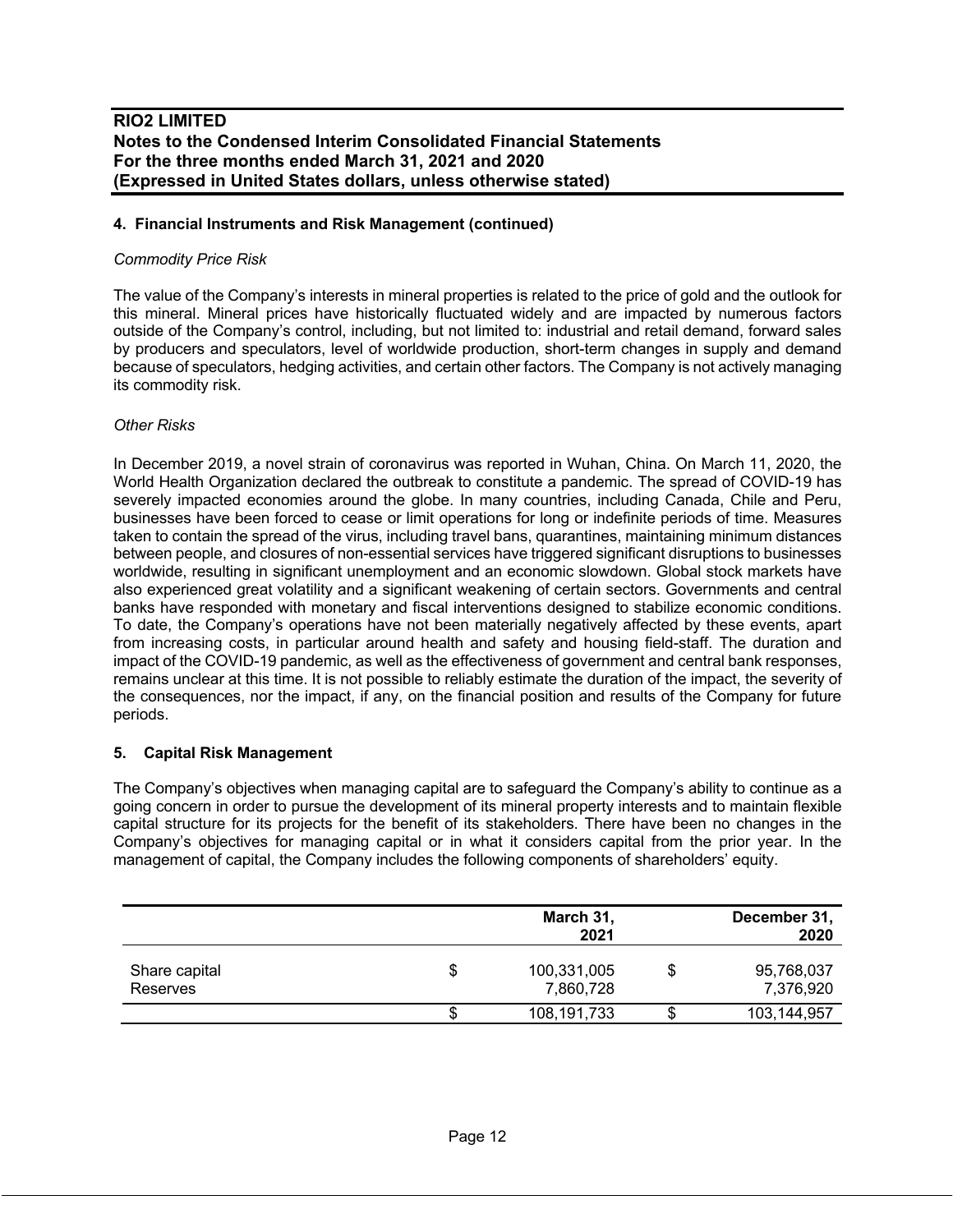## 4. Financial Instruments and Risk Management (continued)

*Commodity Price Risk*

The value of the Company's interests in mineral properties is related to the price of gold and the outlook for this mineral. Mineral prices have historically fluctuated widely and are impacted by numerous factors outside of the Company's control, including, but not limited to: industrial and retail demand, forward sales by producers and speculators, level of worldwide production, short-term changes in supply and demand because of speculators, hedging activities, and certain other factors. The Company is not actively managing its commodity risk.

*Other Risks*

In December 2019, a novel strain of coronavirus was reported in Wuhan, China. On March 11, 2020, the World Health Organization declared the outbreak to constitute a pandemic. The spread of COVID-19 has severely impacted economies around the globe. In many countries, including Canada, Chile and Peru, businesses have been forced to cease or limit operations for long or indefinite periods of time. Measures taken to contain the spread of the virus, including travel bans, quarantines, maintaining minimum distances between people, and closures of non-essential services have triggered significant disruptions to businesses worldwide, resulting in significant unemployment and an economic slowdown. Global stock markets have also experienced great volatility and a significant weakening of certain sectors. Governments and central banks have responded with monetary and fiscal interventions designed to stabilize economic conditions. To date, the Company's operations have not been materially negatively affected by these events, apart from increasing costs, in particular around health and safety and housing field-staff. The duration and impact of the COVID-19 pandemic, as well as the effectiveness of government and central bank responses, remains unclear at this time. It is not possible to reliably estimate the duration of the impact, the severity of the consequences, nor the impact, if any, on the financial position and results of the Company for future periods.

## 5. Capital Risk Management

The Company's objectives when managing capital are to safeguard the Company's ability to continue as a going concern in order to pursue the development of its mineral property interests and to maintain flexible capital structure for its projects for the benefit of its stakeholders. There have been no changes in the Company's objectives for managing capital or in what it considers capital from the prior year. In the management of capital, the Company includes the following components of shareholders' equity.

| | March 31, 2021 | December 31, 2020 |
|---|---|---|
| Share capital | $ 100,331,005 | $ 95,768,037 |
| Reserves | 7,860,728 | 7,376,920 |
| | $ 108,191,733 | $ 103,144,957 |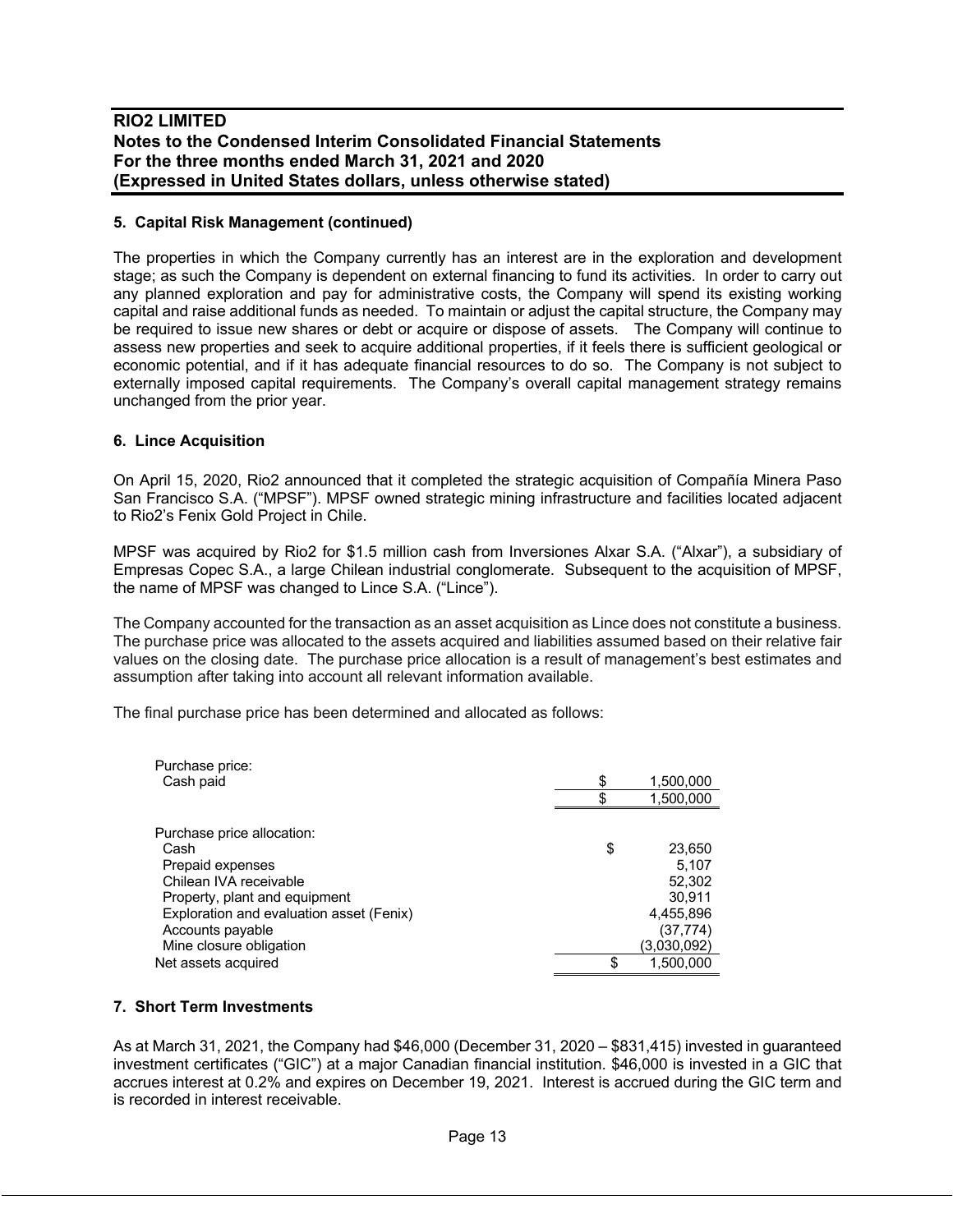### 5. Capital Risk Management (continued)

The properties in which the Company currently has an interest are in the exploration and development stage; as such the Company is dependent on external financing to fund its activities. In order to carry out any planned exploration and pay for administrative costs, the Company will spend its existing working capital and raise additional funds as needed. To maintain or adjust the capital structure, the Company may be required to issue new shares or debt or acquire or dispose of assets. The Company will continue to assess new properties and seek to acquire additional properties, if it feels there is sufficient geological or economic potential, and if it has adequate financial resources to do so. The Company is not subject to externally imposed capital requirements. The Company's overall capital management strategy remains unchanged from the prior year.

### 6. Lince Acquisition

On April 15, 2020, Rio2 announced that it completed the strategic acquisition of Compañía Minera Paso San Francisco S.A. ("MPSF"). MPSF owned strategic mining infrastructure and facilities located adjacent to Rio2's Fenix Gold Project in Chile.

MPSF was acquired by Rio2 for $1.5 million cash from Inversiones Alxar S.A. ("Alxar"), a subsidiary of Empresas Copec S.A., a large Chilean industrial conglomerate. Subsequent to the acquisition of MPSF, the name of MPSF was changed to Lince S.A. ("Lince").

The Company accounted for the transaction as an asset acquisition as Lince does not constitute a business. The purchase price was allocated to the assets acquired and liabilities assumed based on their relative fair values on the closing date. The purchase price allocation is a result of management's best estimates and assumption after taking into account all relevant information available.

The final purchase price has been determined and allocated as follows:

| | |
|---|---|
| Purchase price: | |
| Cash paid | $ 1,500,000 |
| | $ 1,500,000 |
| | |
| Purchase price allocation: | |
| Cash | $ 23,650 |
| Prepaid expenses | 5,107 |
| Chilean IVA receivable | 52,302 |
| Property, plant and equipment | 30,911 |
| Exploration and evaluation asset (Fenix) | 4,455,896 |
| Accounts payable | (37,774) |
| Mine closure obligation | (3,030,092) |
| Net assets acquired | $ 1,500,000 |

### 7. Short Term Investments

As at March 31, 2021, the Company had $46,000 (December 31, 2020 – $831,415) invested in guaranteed investment certificates ("GIC") at a major Canadian financial institution. $46,000 is invested in a GIC that accrues interest at 0.2% and expires on December 19, 2021. Interest is accrued during the GIC term and is recorded in interest receivable.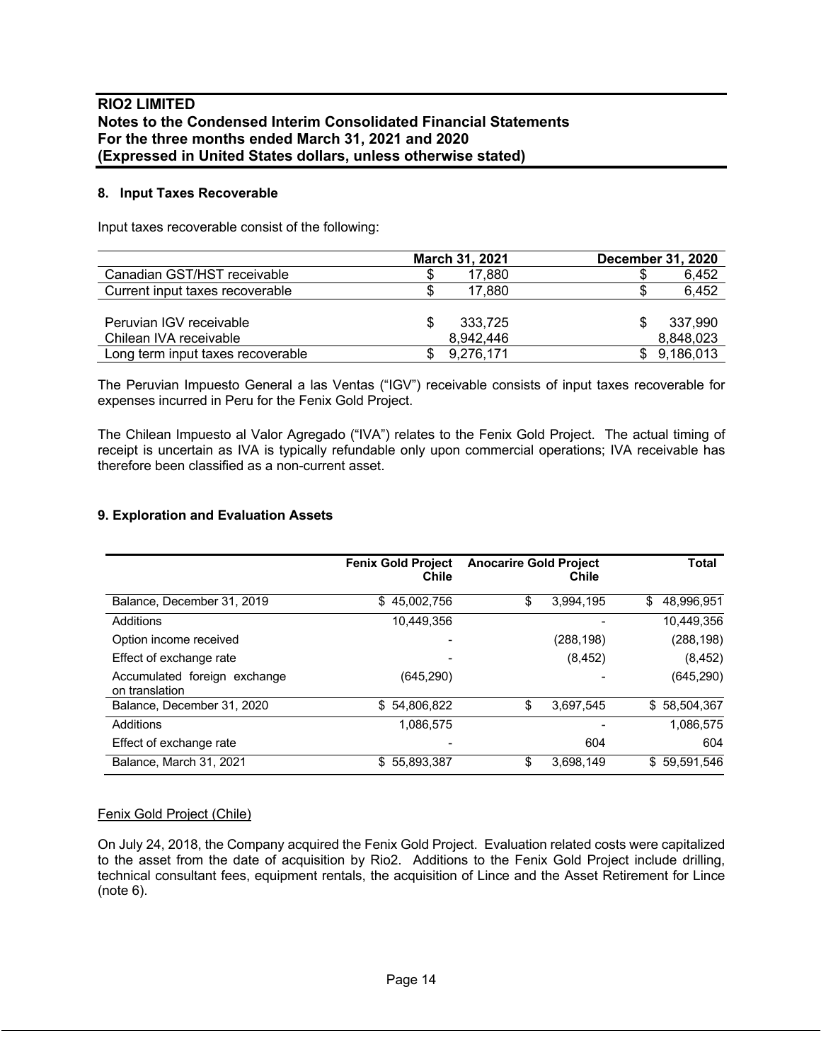## 8. Input Taxes Recoverable

Input taxes recoverable consist of the following:

| | March 31, 2021 | December 31, 2020 |
|---|---|---|
| Canadian GST/HST receivable | $ 17,880 | $ 6,452 |
| Current input taxes recoverable | $ 17,880 | $ 6,452 |
| | | |
| Peruvian IGV receivable | $ 333,725 | $ 337,990 |
| Chilean IVA receivable | 8,942,446 | 8,848,023 |
| Long term input taxes recoverable | $ 9,276,171 | $ 9,186,013 |

The Peruvian Impuesto General a las Ventas ("IGV") receivable consists of input taxes recoverable for expenses incurred in Peru for the Fenix Gold Project.

The Chilean Impuesto al Valor Agregado ("IVA") relates to the Fenix Gold Project. The actual timing of receipt is uncertain as IVA is typically refundable only upon commercial operations; IVA receivable has therefore been classified as a non-current asset.

## 9. Exploration and Evaluation Assets

| | Fenix Gold Project Chile | Anocarire Gold Project Chile | Total |
|---|---|---|---|
| Balance, December 31, 2019 | $ 45,002,756 | $ 3,994,195 | $ 48,996,951 |
| Additions | 10,449,356 | - | 10,449,356 |
| Option income received | - | (288,198) | (288,198) |
| Effect of exchange rate | - | (8,452) | (8,452) |
| Accumulated foreign exchange on translation | (645,290) | - | (645,290) |
| Balance, December 31, 2020 | $ 54,806,822 | $ 3,697,545 | $ 58,504,367 |
| Additions | 1,086,575 | - | 1,086,575 |
| Effect of exchange rate | - | 604 | 604 |
| Balance, March 31, 2021 | $ 55,893,387 | $ 3,698,149 | $ 59,591,546 |

Fenix Gold Project (Chile)

On July 24, 2018, the Company acquired the Fenix Gold Project. Evaluation related costs were capitalized to the asset from the date of acquisition by Rio2. Additions to the Fenix Gold Project include drilling, technical consultant fees, equipment rentals, the acquisition of Lince and the Asset Retirement for Lince (note 6).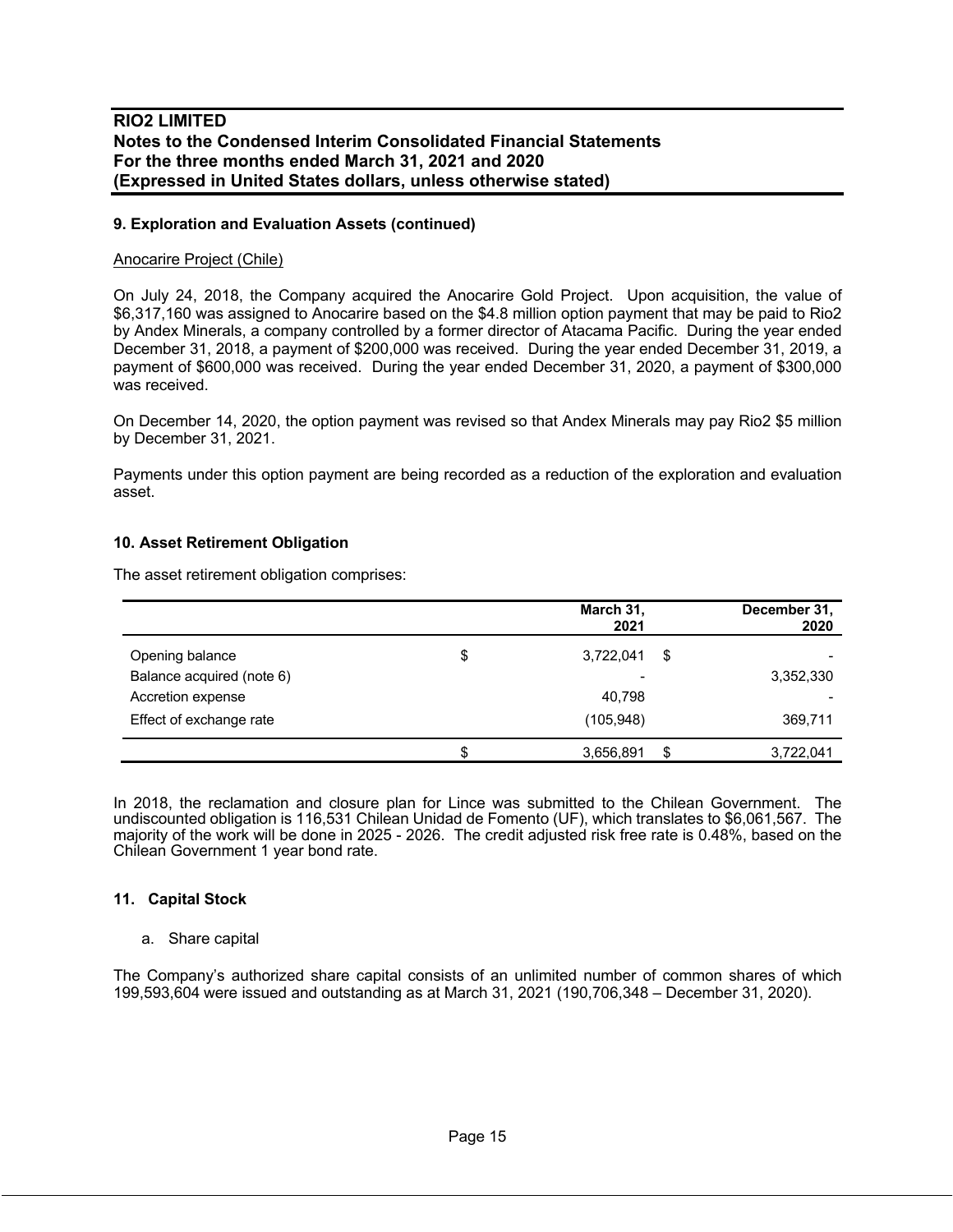## 9. Exploration and Evaluation Assets (continued)

Anocarire Project (Chile)

On July 24, 2018, the Company acquired the Anocarire Gold Project. Upon acquisition, the value of $6,317,160 was assigned to Anocarire based on the $4.8 million option payment that may be paid to Rio2 by Andex Minerals, a company controlled by a former director of Atacama Pacific. During the year ended December 31, 2018, a payment of $200,000 was received. During the year ended December 31, 2019, a payment of $600,000 was received. During the year ended December 31, 2020, a payment of $300,000 was received.

On December 14, 2020, the option payment was revised so that Andex Minerals may pay Rio2 $5 million by December 31, 2021.

Payments under this option payment are being recorded as a reduction of the exploration and evaluation asset.

## 10. Asset Retirement Obligation

The asset retirement obligation comprises:

| | | March 31, 2021 | | December 31, 2020 |
|---|---|---|---|---|
| Opening balance | $ | 3,722,041 | $ | - |
| Balance acquired (note 6) | | - | | 3,352,330 |
| Accretion expense | | 40,798 | | - |
| Effect of exchange rate | | (105,948) | | 369,711 |
| | $ | 3,656,891 | $ | 3,722,041 |

In 2018, the reclamation and closure plan for Lince was submitted to the Chilean Government. The undiscounted obligation is 116,531 Chilean Unidad de Fomento (UF), which translates to $6,061,567. The majority of the work will be done in 2025 - 2026. The credit adjusted risk free rate is 0.48%, based on the Chilean Government 1 year bond rate.

## 11. Capital Stock

a. Share capital

The Company's authorized share capital consists of an unlimited number of common shares of which 199,593,604 were issued and outstanding as at March 31, 2021 (190,706,348 – December 31, 2020).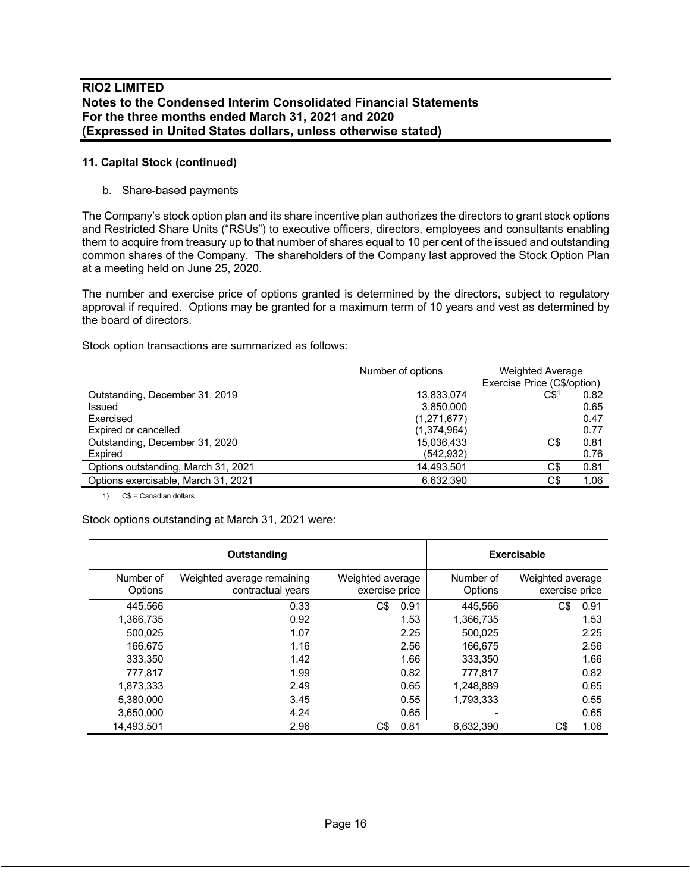**11. Capital Stock (continued)**

b. Share-based payments

The Company's stock option plan and its share incentive plan authorizes the directors to grant stock options and Restricted Share Units ("RSUs") to executive officers, directors, employees and consultants enabling them to acquire from treasury up to that number of shares equal to 10 per cent of the issued and outstanding common shares of the Company. The shareholders of the Company last approved the Stock Option Plan at a meeting held on June 25, 2020.

The number and exercise price of options granted is determined by the directors, subject to regulatory approval if required. Options may be granted for a maximum term of 10 years and vest as determined by the board of directors.

Stock option transactions are summarized as follows:

| | Number of options | Weighted Average Exercise Price (C$/option) |
|---|---|---|
| Outstanding, December 31, 2019 | 13,833,074 | C$[1] 0.82 |
| Issued | 3,850,000 | 0.65 |
| Exercised | (1,271,677) | 0.47 |
| Expired or cancelled | (1,374,964) | 0.77 |
| Outstanding, December 31, 2020 | 15,036,433 | C$ 0.81 |
| Expired | (542,932) | 0.76 |
| Options outstanding, March 31, 2021 | 14,493,501 | C$ 0.81 |
| Options exercisable, March 31, 2021 | 6,632,390 | C$ 1.06 |

1) C$ = Canadian dollars

Stock options outstanding at March 31, 2021 were:

| Outstanding | | | Exercisable | |
|---|---|---|---|---|
| Number of Options | Weighted average remaining contractual years | Weighted average exercise price | Number of Options | Weighted average exercise price |
| 445,566 | 0.33 | C$ 0.91 | 445,566 | C$ 0.91 |
| 1,366,735 | 0.92 | 1.53 | 1,366,735 | 1.53 |
| 500,025 | 1.07 | 2.25 | 500,025 | 2.25 |
| 166,675 | 1.16 | 2.56 | 166,675 | 2.56 |
| 333,350 | 1.42 | 1.66 | 333,350 | 1.66 |
| 777,817 | 1.99 | 0.82 | 777,817 | 0.82 |
| 1,873,333 | 2.49 | 0.65 | 1,248,889 | 0.65 |
| 5,380,000 | 3.45 | 0.55 | 1,793,333 | 0.55 |
| 3,650,000 | 4.24 | 0.65 | - | 0.65 |
| 14,493,501 | 2.96 | C$ 0.81 | 6,632,390 | C$ 1.06 |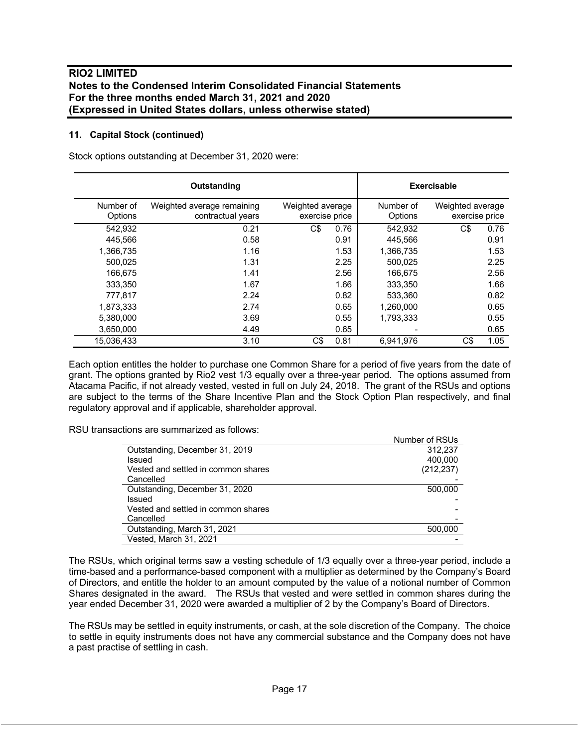## 11. Capital Stock (continued)

Stock options outstanding at December 31, 2020 were:

| Outstanding | | | Exercisable | |
|---|---|---|---|---|
| Number of Options | Weighted average remaining contractual years | Weighted average exercise price | Number of Options | Weighted average exercise price |
| 542,932 | 0.21 | C$ 0.76 | 542,932 | C$ 0.76 |
| 445,566 | 0.58 | 0.91 | 445,566 | 0.91 |
| 1,366,735 | 1.16 | 1.53 | 1,366,735 | 1.53 |
| 500,025 | 1.31 | 2.25 | 500,025 | 2.25 |
| 166,675 | 1.41 | 2.56 | 166,675 | 2.56 |
| 333,350 | 1.67 | 1.66 | 333,350 | 1.66 |
| 777,817 | 2.24 | 0.82 | 533,360 | 0.82 |
| 1,873,333 | 2.74 | 0.65 | 1,260,000 | 0.65 |
| 5,380,000 | 3.69 | 0.55 | 1,793,333 | 0.55 |
| 3,650,000 | 4.49 | 0.65 | - | 0.65 |
| 15,036,433 | 3.10 | C$ 0.81 | 6,941,976 | C$ 1.05 |

Each option entitles the holder to purchase one Common Share for a period of five years from the date of grant. The options granted by Rio2 vest 1/3 equally over a three-year period. The options assumed from Atacama Pacific, if not already vested, vested in full on July 24, 2018. The grant of the RSUs and options are subject to the terms of the Share Incentive Plan and the Stock Option Plan respectively, and final regulatory approval and if applicable, shareholder approval.

RSU transactions are summarized as follows:

| | Number of RSUs |
|---|---|
| Outstanding, December 31, 2019 | 312,237 |
| Issued | 400,000 |
| Vested and settled in common shares | (212,237) |
| Cancelled | - |
| Outstanding, December 31, 2020 | 500,000 |
| Issued | - |
| Vested and settled in common shares | - |
| Cancelled | - |
| Outstanding, March 31, 2021 | 500,000 |
| Vested, March 31, 2021 | - |

The RSUs, which original terms saw a vesting schedule of 1/3 equally over a three-year period, include a time-based and a performance-based component with a multiplier as determined by the Company's Board of Directors, and entitle the holder to an amount computed by the value of a notional number of Common Shares designated in the award. The RSUs that vested and were settled in common shares during the year ended December 31, 2020 were awarded a multiplier of 2 by the Company's Board of Directors.

The RSUs may be settled in equity instruments, or cash, at the sole discretion of the Company. The choice to settle in equity instruments does not have any commercial substance and the Company does not have a past practise of settling in cash.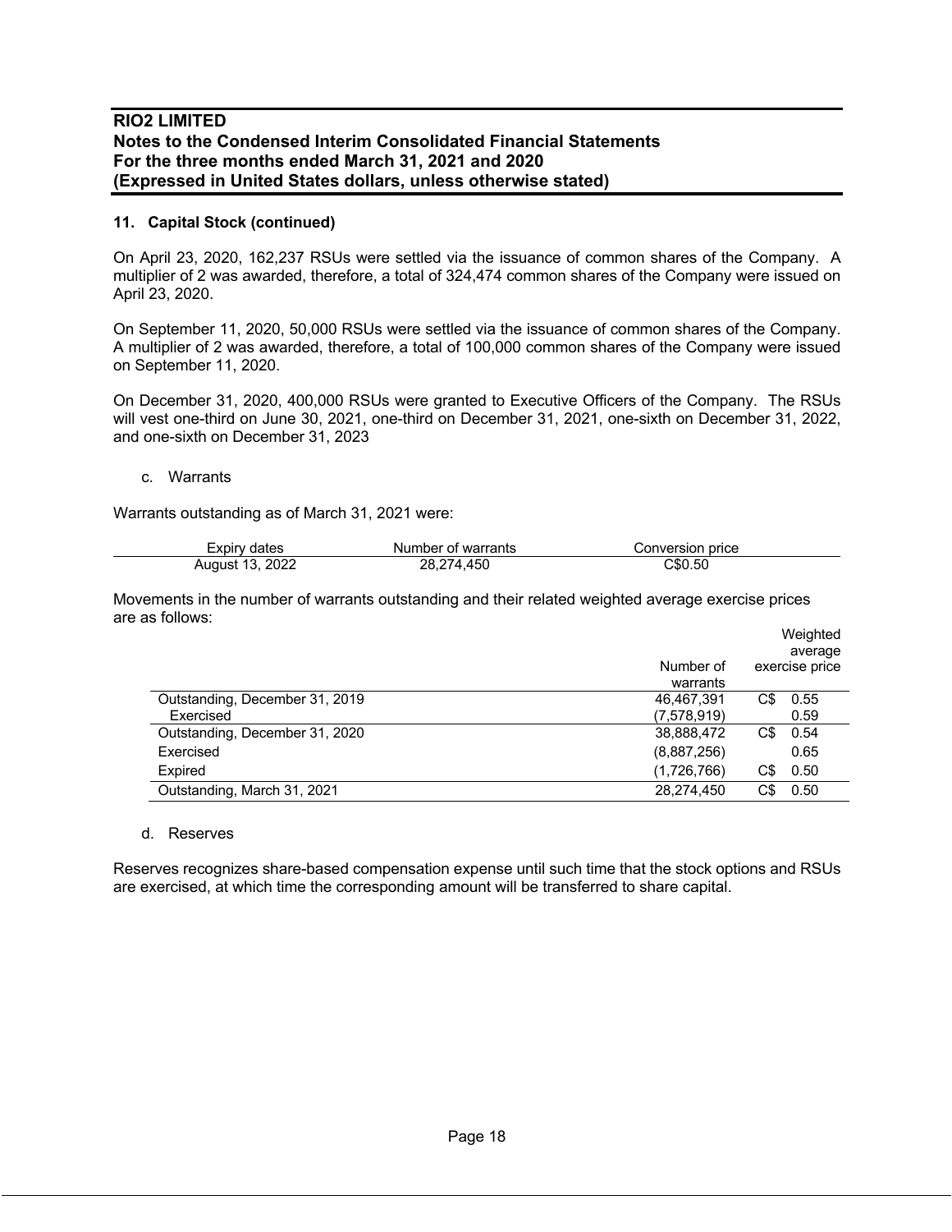## 11. Capital Stock (continued)

On April 23, 2020, 162,237 RSUs were settled via the issuance of common shares of the Company. A multiplier of 2 was awarded, therefore, a total of 324,474 common shares of the Company were issued on April 23, 2020.

On September 11, 2020, 50,000 RSUs were settled via the issuance of common shares of the Company. A multiplier of 2 was awarded, therefore, a total of 100,000 common shares of the Company were issued on September 11, 2020.

On December 31, 2020, 400,000 RSUs were granted to Executive Officers of the Company. The RSUs will vest one-third on June 30, 2021, one-third on December 31, 2021, one-sixth on December 31, 2022, and one-sixth on December 31, 2023

c. Warrants

Warrants outstanding as of March 31, 2021 were:

| Expiry dates | Number of warrants | Conversion price |
|---|---|---|
| August 13, 2022 | 28,274,450 | C$0.50 |

Movements in the number of warrants outstanding and their related weighted average exercise prices are as follows:

| | Number of warrants | Weighted average exercise price |
|---|---|---|
| Outstanding, December 31, 2019 | 46,467,391 | C$ 0.55 |
| Exercised | (7,578,919) | 0.59 |
| Outstanding, December 31, 2020 | 38,888,472 | C$ 0.54 |
| Exercised | (8,887,256) | 0.65 |
| Expired | (1,726,766) | C$ 0.50 |
| Outstanding, March 31, 2021 | 28,274,450 | C$ 0.50 |

d. Reserves

Reserves recognizes share-based compensation expense until such time that the stock options and RSUs are exercised, at which time the corresponding amount will be transferred to share capital.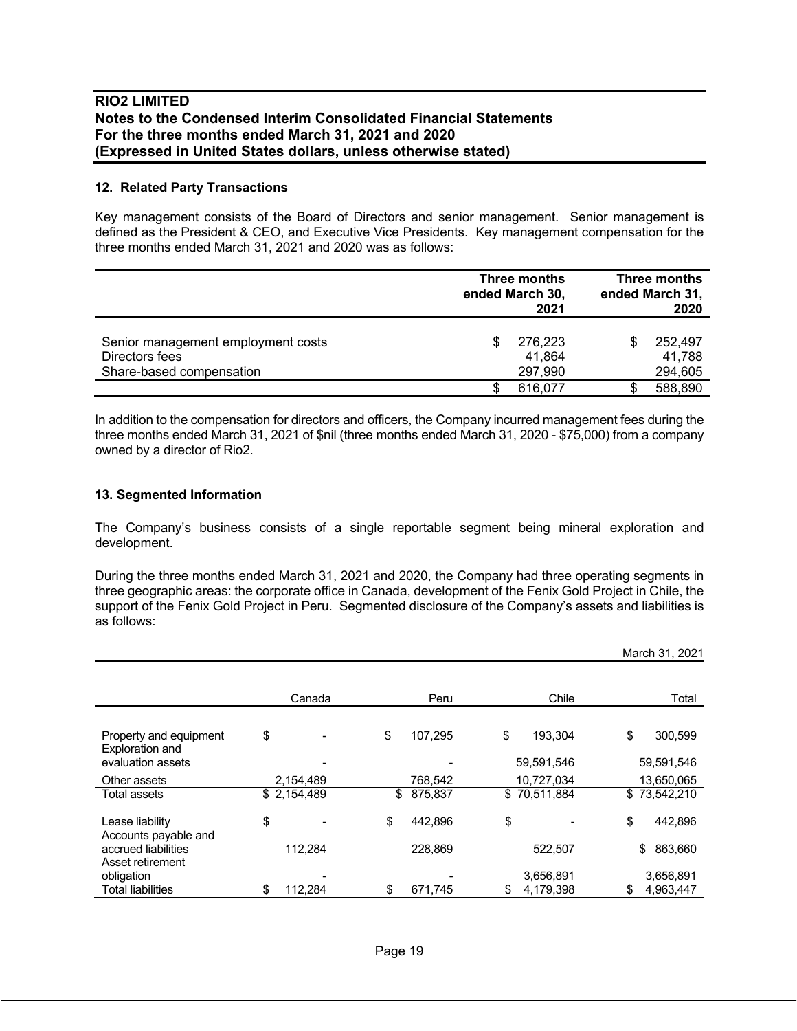**RIO2 LIMITED**
**Notes to the Condensed Interim Consolidated Financial Statements**
**For the three months ended March 31, 2021 and 2020**
**(Expressed in United States dollars, unless otherwise stated)**

### 12. Related Party Transactions

Key management consists of the Board of Directors and senior management. Senior management is defined as the President & CEO, and Executive Vice Presidents. Key management compensation for the three months ended March 31, 2021 and 2020 was as follows:

| | Three months ended March 30, 2021 | Three months ended March 31, 2020 |
|---|---|---|
| Senior management employment costs | $ 276,223 | $ 252,497 |
| Directors fees | 41,864 | 41,788 |
| Share-based compensation | 297,990 | 294,605 |
| | $ 616,077 | $ 588,890 |

In addition to the compensation for directors and officers, the Company incurred management fees during the three months ended March 31, 2021 of $nil (three months ended March 31, 2020 - $75,000) from a company owned by a director of Rio2.

### 13. Segmented Information

The Company's business consists of a single reportable segment being mineral exploration and development.

During the three months ended March 31, 2021 and 2020, the Company had three operating segments in three geographic areas: the corporate office in Canada, development of the Fenix Gold Project in Chile, the support of the Fenix Gold Project in Peru. Segmented disclosure of the Company's assets and liabilities is as follows:

March 31, 2021

| | Canada | Peru | Chile | Total |
|---|---|---|---|---|
| Property and equipment | $ - | $ 107,295 | $ 193,304 | $ 300,599 |
| Exploration and evaluation assets | - | - | 59,591,546 | 59,591,546 |
| Other assets | 2,154,489 | 768,542 | 10,727,034 | 13,650,065 |
| Total assets | $ 2,154,489 | $ 875,837 | $ 70,511,884 | $ 73,542,210 |
| Lease liability | $ - | $ 442,896 | $ - | $ 442,896 |
| Accounts payable and accrued liabilities | 112,284 | 228,869 | 522,507 | $ 863,660 |
| Asset retirement obligation | - | - | 3,656,891 | 3,656,891 |
| Total liabilities | $ 112,284 | $ 671,745 | $ 4,179,398 | $ 4,963,447 |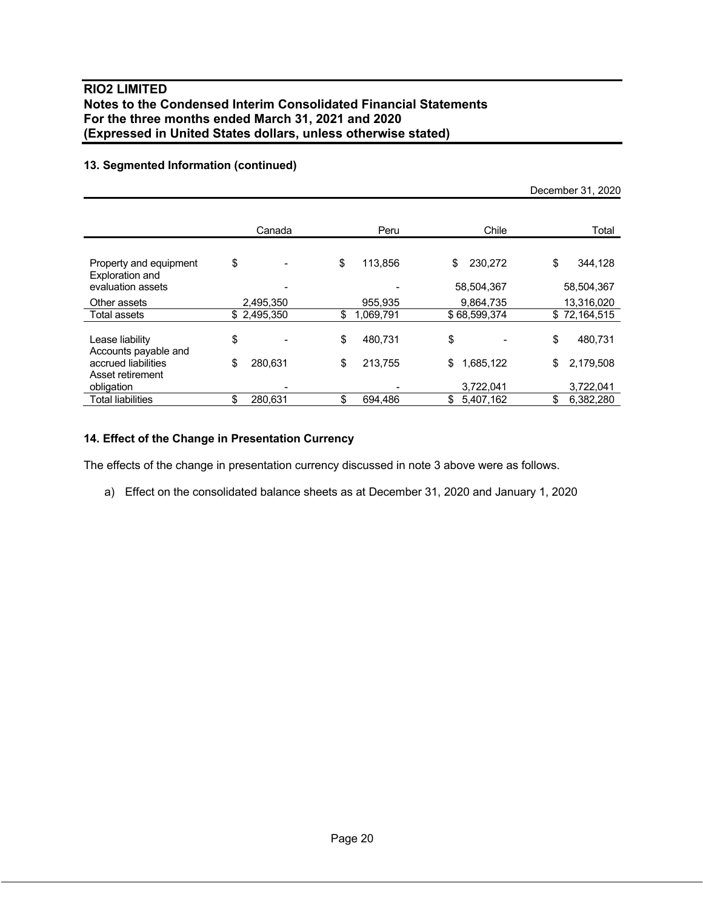## 13. Segmented Information (continued)

December 31, 2020

| | Canada | Peru | Chile | Total |
|---|---|---|---|---|
| Property and equipment | $ - | $ 113,856 | $ 230,272 | $ 344,128 |
| Exploration and evaluation assets | - | - | 58,504,367 | 58,504,367 |
| Other assets | 2,495,350 | 955,935 | 9,864,735 | 13,316,020 |
| Total assets | $ 2,495,350 | $ 1,069,791 | $ 68,599,374 | $ 72,164,515 |
| Lease liability | $ - | $ 480,731 | $ - | $ 480,731 |
| Accounts payable and accrued liabilities | $ 280,631 | $ 213,755 | $ 1,685,122 | $ 2,179,508 |
| Asset retirement obligation | - | - | 3,722,041 | 3,722,041 |
| Total liabilities | $ 280,631 | $ 694,486 | $ 5,407,162 | $ 6,382,280 |

## 14. Effect of the Change in Presentation Currency

The effects of the change in presentation currency discussed in note 3 above were as follows.

a) Effect on the consolidated balance sheets as at December 31, 2020 and January 1, 2020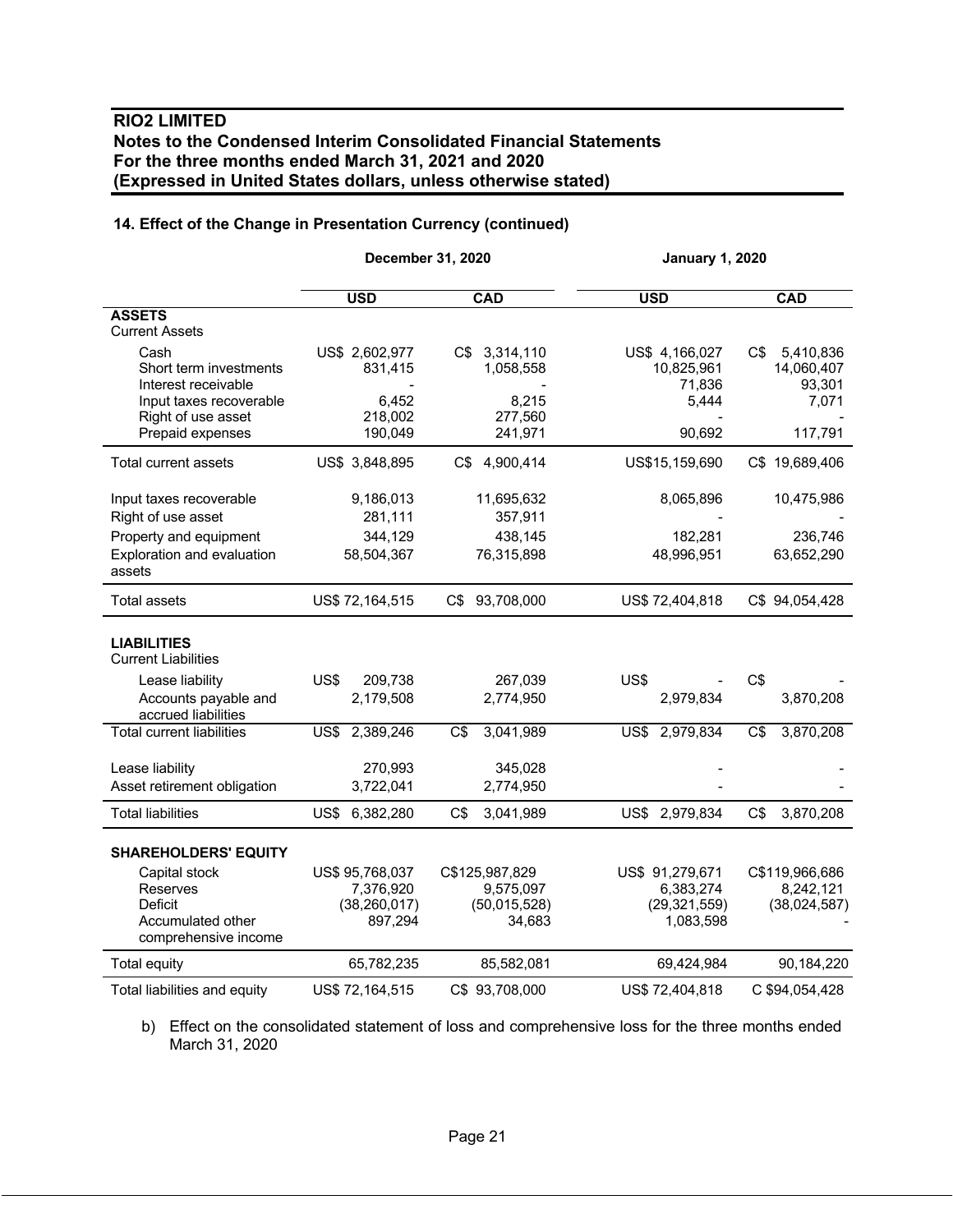## 14. Effect of the Change in Presentation Currency (continued)

| | December 31, 2020 | | January 1, 2020 | |
|---|---|---|---|---|
| | **USD** | **CAD** | **USD** | **CAD** |
| **ASSETS** | | | | |
| Current Assets | | | | |
| Cash | US$ 2,602,977 | C$ 3,314,110 | US$ 4,166,027 | C$ 5,410,836 |
| Short term investments | 831,415 | 1,058,558 | 10,825,961 | 14,060,407 |
| Interest receivable | - | - | 71,836 | 93,301 |
| Input taxes recoverable | 6,452 | 8,215 | 5,444 | 7,071 |
| Right of use asset | 218,002 | 277,560 | - | - |
| Prepaid expenses | 190,049 | 241,971 | 90,692 | 117,791 |
| Total current assets | US$ 3,848,895 | C$ 4,900,414 | US$15,159,690 | C$ 19,689,406 |
| Input taxes recoverable | 9,186,013 | 11,695,632 | 8,065,896 | 10,475,986 |
| Right of use asset | 281,111 | 357,911 | - | - |
| Property and equipment | 344,129 | 438,145 | 182,281 | 236,746 |
| Exploration and evaluation assets | 58,504,367 | 76,315,898 | 48,996,951 | 63,652,290 |
| Total assets | US$ 72,164,515 | C$ 93,708,000 | US$ 72,404,818 | C$ 94,054,428 |
| **LIABILITIES** | | | | |
| Current Liabilities | | | | |
| Lease liability | US$ 209,738 | 267,039 | US$ - | C$ - |
| Accounts payable and accrued liabilities | 2,179,508 | 2,774,950 | 2,979,834 | 3,870,208 |
| Total current liabilities | US$ 2,389,246 | C$ 3,041,989 | US$ 2,979,834 | C$ 3,870,208 |
| Lease liability | 270,993 | 345,028 | - | - |
| Asset retirement obligation | 3,722,041 | 2,774,950 | - | - |
| Total liabilities | US$ 6,382,280 | C$ 3,041,989 | US$ 2,979,834 | C$ 3,870,208 |
| **SHAREHOLDERS' EQUITY** | | | | |
| Capital stock | US$ 95,768,037 | C$125,987,829 | US$ 91,279,671 | C$119,966,686 |
| Reserves | 7,376,920 | 9,575,097 | 6,383,274 | 8,242,121 |
| Deficit | (38,260,017) | (50,015,528) | (29,321,559) | (38,024,587) |
| Accumulated other comprehensive income | 897,294 | 34,683 | 1,083,598 | - |
| Total equity | 65,782,235 | 85,582,081 | 69,424,984 | 90,184,220 |
| Total liabilities and equity | US$ 72,164,515 | C$ 93,708,000 | US$ 72,404,818 | C $94,054,428 |

b) Effect on the consolidated statement of loss and comprehensive loss for the three months ended March 31, 2020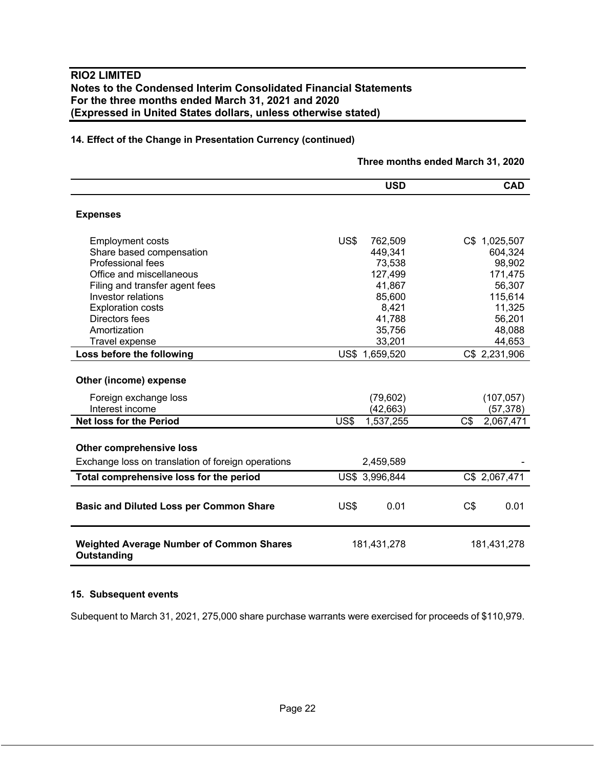### 14. Effect of the Change in Presentation Currency (continued)

| | Three months ended March 31, 2020 | |
|---|---|---|
| | **USD** | **CAD** |
| **Expenses** | | |
| Employment costs | US$ 762,509 | C$ 1,025,507 |
| Share based compensation | 449,341 | 604,324 |
| Professional fees | 73,538 | 98,902 |
| Office and miscellaneous | 127,499 | 171,475 |
| Filing and transfer agent fees | 41,867 | 56,307 |
| Investor relations | 85,600 | 115,614 |
| Exploration costs | 8,421 | 11,325 |
| Directors fees | 41,788 | 56,201 |
| Amortization | 35,756 | 48,088 |
| Travel expense | 33,201 | 44,653 |
| **Loss before the following** | US$ 1,659,520 | C$ 2,231,906 |
| **Other (income) expense** | | |
| Foreign exchange loss | (79,602) | (107,057) |
| Interest income | (42,663) | (57,378) |
| **Net loss for the Period** | US$ 1,537,255 | C$ 2,067,471 |
| **Other comprehensive loss** | | |
| Exchange loss on translation of foreign operations | 2,459,589 | - |
| **Total comprehensive loss for the period** | US$ 3,996,844 | C$ 2,067,471 |
| **Basic and Diluted Loss per Common Share** | US$ 0.01 | C$ 0.01 |
| **Weighted Average Number of Common Shares Outstanding** | 181,431,278 | 181,431,278 |

### 15. Subsequent events

Subequent to March 31, 2021, 275,000 share purchase warrants were exercised for proceeds of $110,979.